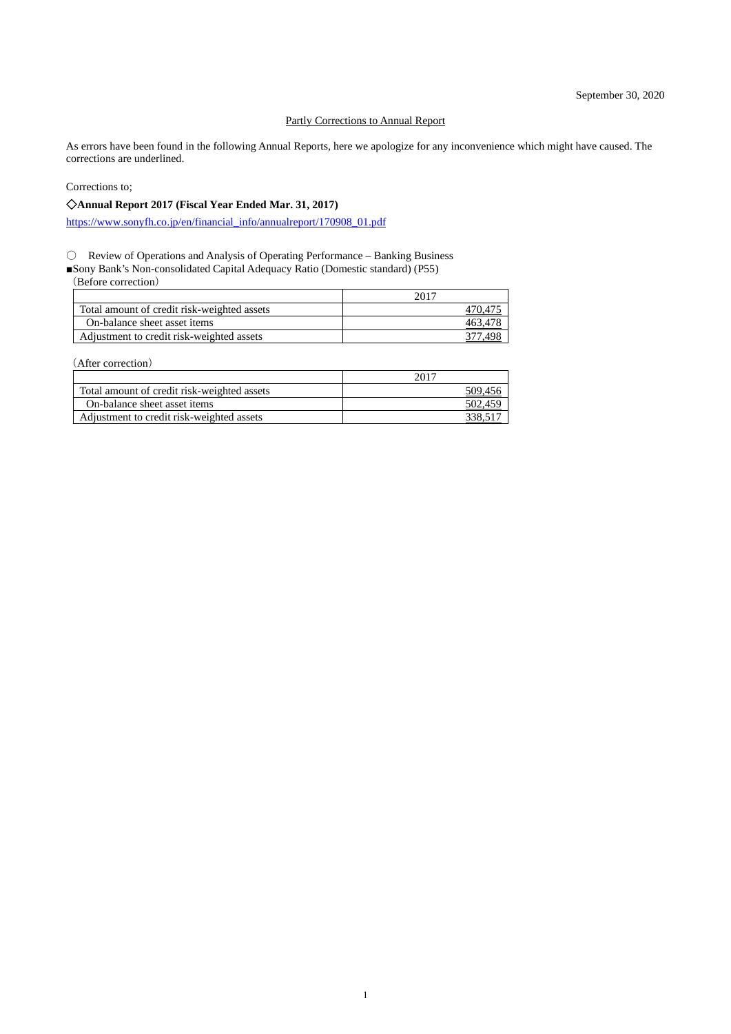September 30, 2020

# Partly Corrections to Annual Report

As errors have been found in the following Annual Reports, here we apologize for any inconvenience which might have caused. The corrections are underlined.

Corrections to;

## ◇Annual Report 2017 (Fiscal Year Ended Mar. 31, 2017)

https://www.sonyfh.co.jp/en/financial_info/annualreport/170908_01.pdf

○ Review of Operations and Analysis of Operating Performance – Banking Business

■Sony Bank's Non-consolidated Capital Adequacy Ratio (Domestic standard) (P55)

(Before correction)

| | 2017 |
|---|---|
| Total amount of credit risk-weighted assets | 470,475 |
| On-balance sheet asset items | 463,478 |
| Adjustment to credit risk-weighted assets | 377,498 |

(After correction)

| | 2017 |
|---|---|
| Total amount of credit risk-weighted assets | 509,456 |
| On-balance sheet asset items | 502,459 |
| Adjustment to credit risk-weighted assets | 338,517 |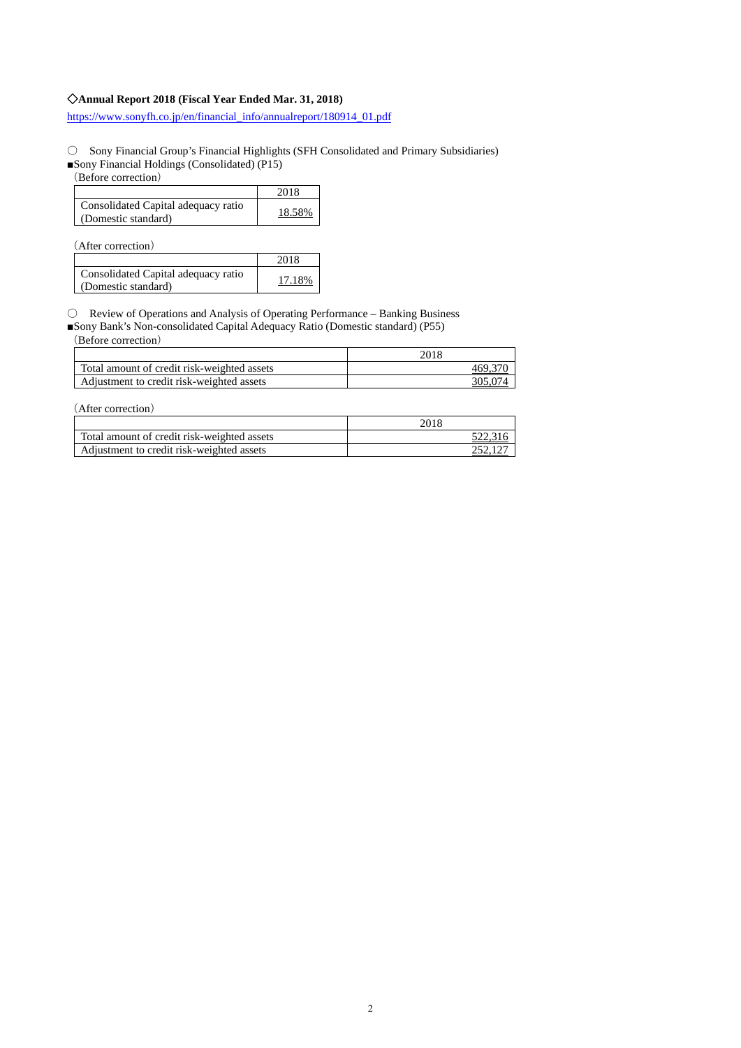**◇Annual Report 2018 (Fiscal Year Ended Mar. 31, 2018)**

https://www.sonyfh.co.jp/en/financial_info/annualreport/180914_01.pdf

〇 Sony Financial Group's Financial Highlights (SFH Consolidated and Primary Subsidiaries)

■Sony Financial Holdings (Consolidated) (P15)

（Before correction）

| | 2018 |
|---|---|
| Consolidated Capital adequacy ratio (Domestic standard) | 18.58% |

（After correction）

| | 2018 |
|---|---|
| Consolidated Capital adequacy ratio (Domestic standard) | 17.18% |

〇 Review of Operations and Analysis of Operating Performance – Banking Business

■Sony Bank's Non-consolidated Capital Adequacy Ratio (Domestic standard) (P55)

（Before correction）

| | 2018 |
|---|---|
| Total amount of credit risk-weighted assets | 469,370 |
| Adjustment to credit risk-weighted assets | 305,074 |

（After correction）

| | 2018 |
|---|---|
| Total amount of credit risk-weighted assets | 522,316 |
| Adjustment to credit risk-weighted assets | 252,127 |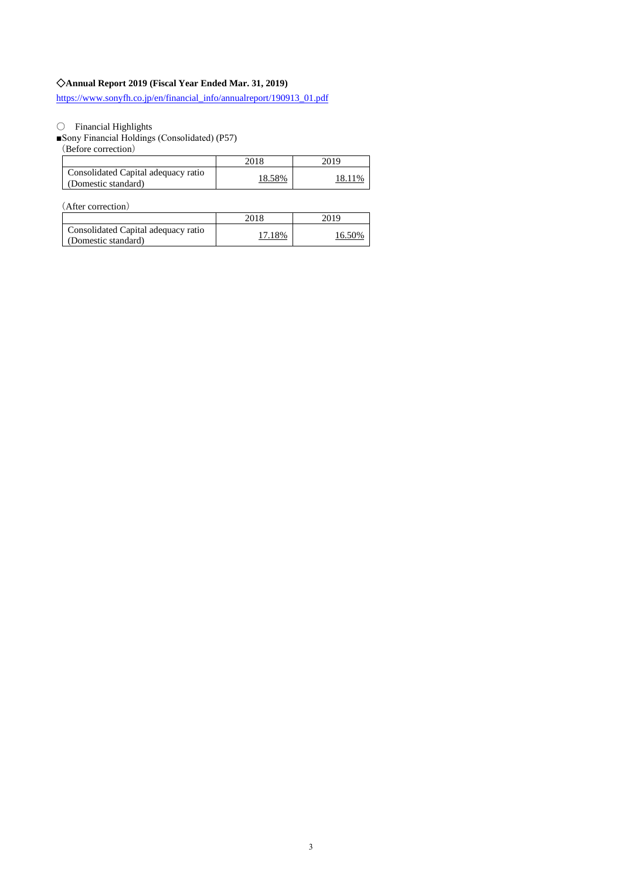### ◇Annual Report 2019 (Fiscal Year Ended Mar. 31, 2019)

https://www.sonyfh.co.jp/en/financial_info/annualreport/190913_01.pdf

○ Financial Highlights

■Sony Financial Holdings (Consolidated) (P57)

（Before correction）

| | 2018 | 2019 |
|---|---|---|
| Consolidated Capital adequacy ratio (Domestic standard) | 18.58% | 18.11% |

（After correction）

| | 2018 | 2019 |
|---|---|---|
| Consolidated Capital adequacy ratio (Domestic standard) | 17.18% | 16.50% |